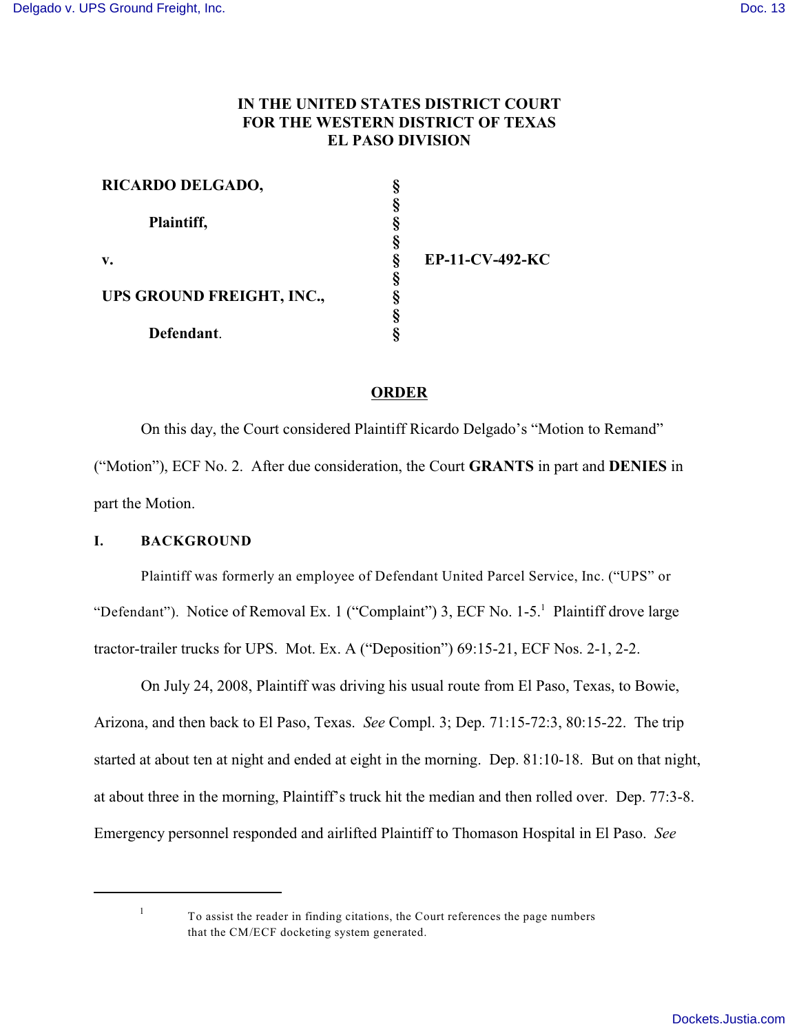# IN THE UNITED STATES DISTRICT COURT FOR THE WESTERN DISTRICT OF TEXAS EL PASO DIVISION

| | | |
|---|---|---|
| **RICARDO DELGADO,** | § | |
| | § | |
| **Plaintiff,** | § | |
| | § | |
| **v.** | § | **EP-11-CV-492-KC** |
| | § | |
| **UPS GROUND FREIGHT, INC.,** | § | |
| | § | |
| **Defendant.** | § | |

## ORDER

On this day, the Court considered Plaintiff Ricardo Delgado's "Motion to Remand" ("Motion"), ECF No. 2. After due consideration, the Court **GRANTS** in part and **DENIES** in part the Motion.

### I. BACKGROUND

Plaintiff was formerly an employee of Defendant United Parcel Service, Inc. ("UPS" or "Defendant"). Notice of Removal Ex. 1 ("Complaint") 3, ECF No. 1-5.[1] Plaintiff drove large tractor-trailer trucks for UPS. Mot. Ex. A ("Deposition") 69:15-21, ECF Nos. 2-1, 2-2.

On July 24, 2008, Plaintiff was driving his usual route from El Paso, Texas, to Bowie, Arizona, and then back to El Paso, Texas. *See* Compl. 3; Dep. 71:15-72:3, 80:15-22. The trip started at about ten at night and ended at eight in the morning. Dep. 81:10-18. But on that night, at about three in the morning, Plaintiff's truck hit the median and then rolled over. Dep. 77:3-8. Emergency personnel responded and airlifted Plaintiff to Thomason Hospital in El Paso. *See*

[1] To assist the reader in finding citations, the Court references the page numbers that the CM/ECF docketing system generated.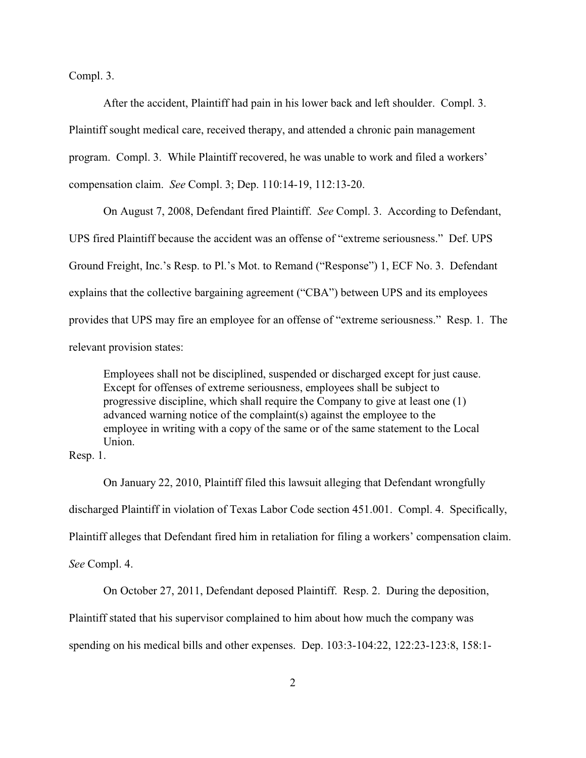Compl. 3.

After the accident, Plaintiff had pain in his lower back and left shoulder. Compl. 3. Plaintiff sought medical care, received therapy, and attended a chronic pain management program. Compl. 3. While Plaintiff recovered, he was unable to work and filed a workers' compensation claim. *See* Compl. 3; Dep. 110:14-19, 112:13-20.

On August 7, 2008, Defendant fired Plaintiff. *See* Compl. 3. According to Defendant, UPS fired Plaintiff because the accident was an offense of "extreme seriousness." Def. UPS Ground Freight, Inc.'s Resp. to Pl.'s Mot. to Remand ("Response") 1, ECF No. 3. Defendant explains that the collective bargaining agreement ("CBA") between UPS and its employees provides that UPS may fire an employee for an offense of "extreme seriousness." Resp. 1. The relevant provision states:

> Employees shall not be disciplined, suspended or discharged except for just cause. Except for offenses of extreme seriousness, employees shall be subject to progressive discipline, which shall require the Company to give at least one (1) advanced warning notice of the complaint(s) against the employee to the employee in writing with a copy of the same or of the same statement to the Local Union.

Resp. 1.

On January 22, 2010, Plaintiff filed this lawsuit alleging that Defendant wrongfully discharged Plaintiff in violation of Texas Labor Code section 451.001. Compl. 4. Specifically, Plaintiff alleges that Defendant fired him in retaliation for filing a workers' compensation claim. *See* Compl. 4.

On October 27, 2011, Defendant deposed Plaintiff. Resp. 2. During the deposition, Plaintiff stated that his supervisor complained to him about how much the company was spending on his medical bills and other expenses. Dep. 103:3-104:22, 122:23-123:8, 158:1-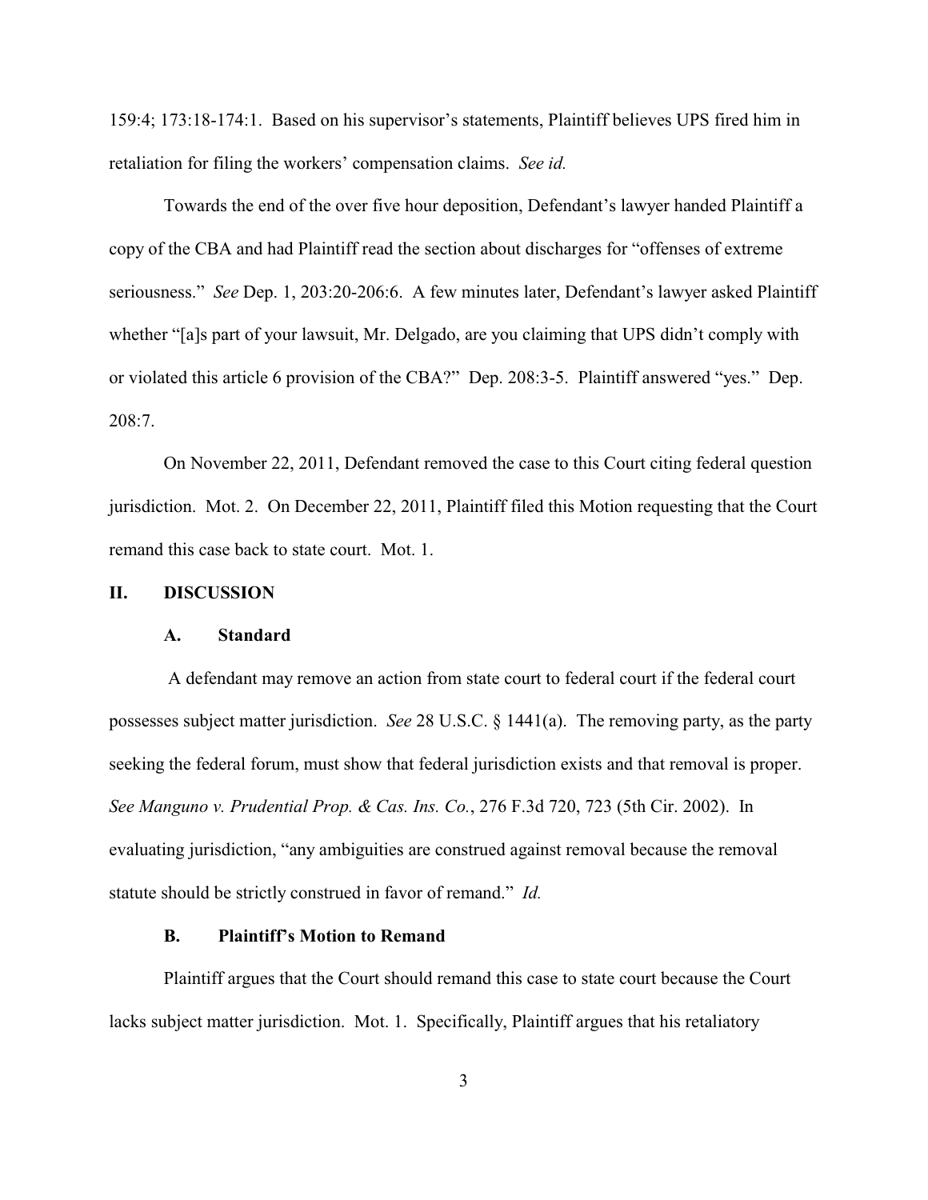159:4; 173:18-174:1. Based on his supervisor's statements, Plaintiff believes UPS fired him in retaliation for filing the workers' compensation claims. *See id.*

Towards the end of the over five hour deposition, Defendant's lawyer handed Plaintiff a copy of the CBA and had Plaintiff read the section about discharges for "offenses of extreme seriousness." *See* Dep. 1, 203:20-206:6. A few minutes later, Defendant's lawyer asked Plaintiff whether "[a]s part of your lawsuit, Mr. Delgado, are you claiming that UPS didn't comply with or violated this article 6 provision of the CBA?" Dep. 208:3-5. Plaintiff answered "yes." Dep. 208:7.

On November 22, 2011, Defendant removed the case to this Court citing federal question jurisdiction. Mot. 2. On December 22, 2011, Plaintiff filed this Motion requesting that the Court remand this case back to state court. Mot. 1.

## II. DISCUSSION

### A. Standard

A defendant may remove an action from state court to federal court if the federal court possesses subject matter jurisdiction. *See* 28 U.S.C. § 1441(a). The removing party, as the party seeking the federal forum, must show that federal jurisdiction exists and that removal is proper. *See Manguno v. Prudential Prop. & Cas. Ins. Co.*, 276 F.3d 720, 723 (5th Cir. 2002). In evaluating jurisdiction, "any ambiguities are construed against removal because the removal statute should be strictly construed in favor of remand." *Id.*

### B. Plaintiff's Motion to Remand

Plaintiff argues that the Court should remand this case to state court because the Court lacks subject matter jurisdiction. Mot. 1. Specifically, Plaintiff argues that his retaliatory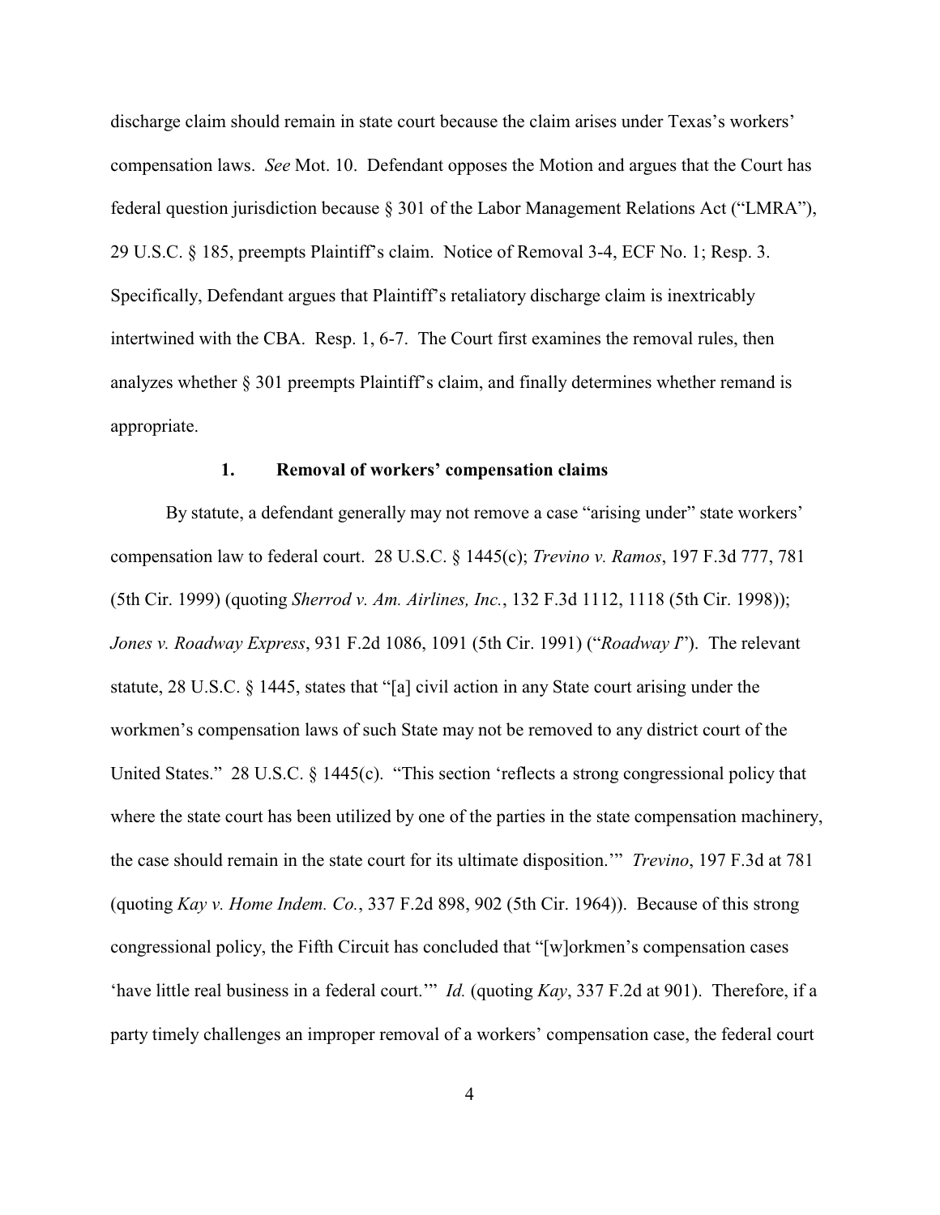discharge claim should remain in state court because the claim arises under Texas's workers' compensation laws. *See* Mot. 10. Defendant opposes the Motion and argues that the Court has federal question jurisdiction because § 301 of the Labor Management Relations Act ("LMRA"), 29 U.S.C. § 185, preempts Plaintiff's claim. Notice of Removal 3-4, ECF No. 1; Resp. 3. Specifically, Defendant argues that Plaintiff's retaliatory discharge claim is inextricably intertwined with the CBA. Resp. 1, 6-7. The Court first examines the removal rules, then analyzes whether § 301 preempts Plaintiff's claim, and finally determines whether remand is appropriate.

### 1. Removal of workers' compensation claims

By statute, a defendant generally may not remove a case "arising under" state workers' compensation law to federal court. 28 U.S.C. § 1445(c); *Trevino v. Ramos*, 197 F.3d 777, 781 (5th Cir. 1999) (quoting *Sherrod v. Am. Airlines, Inc.*, 132 F.3d 1112, 1118 (5th Cir. 1998)); *Jones v. Roadway Express*, 931 F.2d 1086, 1091 (5th Cir. 1991) ("*Roadway I*"). The relevant statute, 28 U.S.C. § 1445, states that "[a] civil action in any State court arising under the workmen's compensation laws of such State may not be removed to any district court of the United States." 28 U.S.C. § 1445(c). "This section 'reflects a strong congressional policy that where the state court has been utilized by one of the parties in the state compensation machinery, the case should remain in the state court for its ultimate disposition.'" *Trevino*, 197 F.3d at 781 (quoting *Kay v. Home Indem. Co.*, 337 F.2d 898, 902 (5th Cir. 1964)). Because of this strong congressional policy, the Fifth Circuit has concluded that "[w]orkmen's compensation cases 'have little real business in a federal court.'" *Id.* (quoting *Kay*, 337 F.2d at 901). Therefore, if a party timely challenges an improper removal of a workers' compensation case, the federal court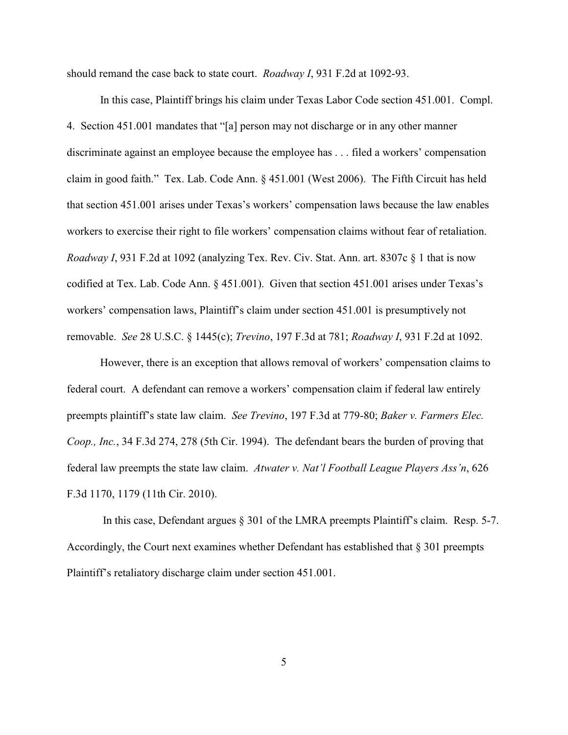should remand the case back to state court. *Roadway I*, 931 F.2d at 1092-93.

In this case, Plaintiff brings his claim under Texas Labor Code section 451.001. Compl. 4. Section 451.001 mandates that "[a] person may not discharge or in any other manner discriminate against an employee because the employee has . . . filed a workers' compensation claim in good faith." Tex. Lab. Code Ann. § 451.001 (West 2006). The Fifth Circuit has held that section 451.001 arises under Texas's workers' compensation laws because the law enables workers to exercise their right to file workers' compensation claims without fear of retaliation. *Roadway I*, 931 F.2d at 1092 (analyzing Tex. Rev. Civ. Stat. Ann. art. 8307c § 1 that is now codified at Tex. Lab. Code Ann. § 451.001). Given that section 451.001 arises under Texas's workers' compensation laws, Plaintiff's claim under section 451.001 is presumptively not removable. *See* 28 U.S.C. § 1445(c); *Trevino*, 197 F.3d at 781; *Roadway I*, 931 F.2d at 1092.

However, there is an exception that allows removal of workers' compensation claims to federal court. A defendant can remove a workers' compensation claim if federal law entirely preempts plaintiff's state law claim. *See Trevino*, 197 F.3d at 779-80; *Baker v. Farmers Elec. Coop., Inc.*, 34 F.3d 274, 278 (5th Cir. 1994). The defendant bears the burden of proving that federal law preempts the state law claim. *Atwater v. Nat'l Football League Players Ass'n*, 626 F.3d 1170, 1179 (11th Cir. 2010).

In this case, Defendant argues § 301 of the LMRA preempts Plaintiff's claim. Resp. 5-7. Accordingly, the Court next examines whether Defendant has established that § 301 preempts Plaintiff's retaliatory discharge claim under section 451.001.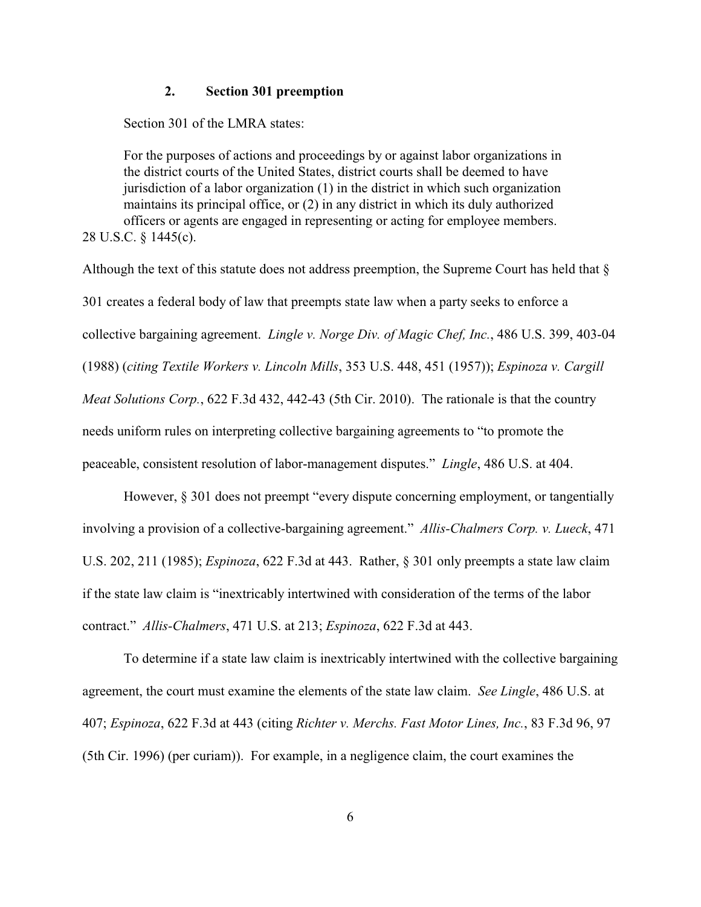### 2. Section 301 preemption

Section 301 of the LMRA states:

> For the purposes of actions and proceedings by or against labor organizations in the district courts of the United States, district courts shall be deemed to have jurisdiction of a labor organization (1) in the district in which such organization maintains its principal office, or (2) in any district in which its duly authorized officers or agents are engaged in representing or acting for employee members.

28 U.S.C. § 1445(c).

Although the text of this statute does not address preemption, the Supreme Court has held that § 301 creates a federal body of law that preempts state law when a party seeks to enforce a collective bargaining agreement. *Lingle v. Norge Div. of Magic Chef, Inc.*, 486 U.S. 399, 403-04 (1988) (*citing Textile Workers v. Lincoln Mills*, 353 U.S. 448, 451 (1957)); *Espinoza v. Cargill Meat Solutions Corp.*, 622 F.3d 432, 442-43 (5th Cir. 2010). The rationale is that the country needs uniform rules on interpreting collective bargaining agreements to "to promote the peaceable, consistent resolution of labor-management disputes." *Lingle*, 486 U.S. at 404.

However, § 301 does not preempt "every dispute concerning employment, or tangentially involving a provision of a collective-bargaining agreement." *Allis-Chalmers Corp. v. Lueck*, 471 U.S. 202, 211 (1985); *Espinoza*, 622 F.3d at 443. Rather, § 301 only preempts a state law claim if the state law claim is "inextricably intertwined with consideration of the terms of the labor contract." *Allis-Chalmers*, 471 U.S. at 213; *Espinoza*, 622 F.3d at 443.

To determine if a state law claim is inextricably intertwined with the collective bargaining agreement, the court must examine the elements of the state law claim. *See Lingle*, 486 U.S. at 407; *Espinoza*, 622 F.3d at 443 (citing *Richter v. Merchs. Fast Motor Lines, Inc.*, 83 F.3d 96, 97 (5th Cir. 1996) (per curiam)). For example, in a negligence claim, the court examines the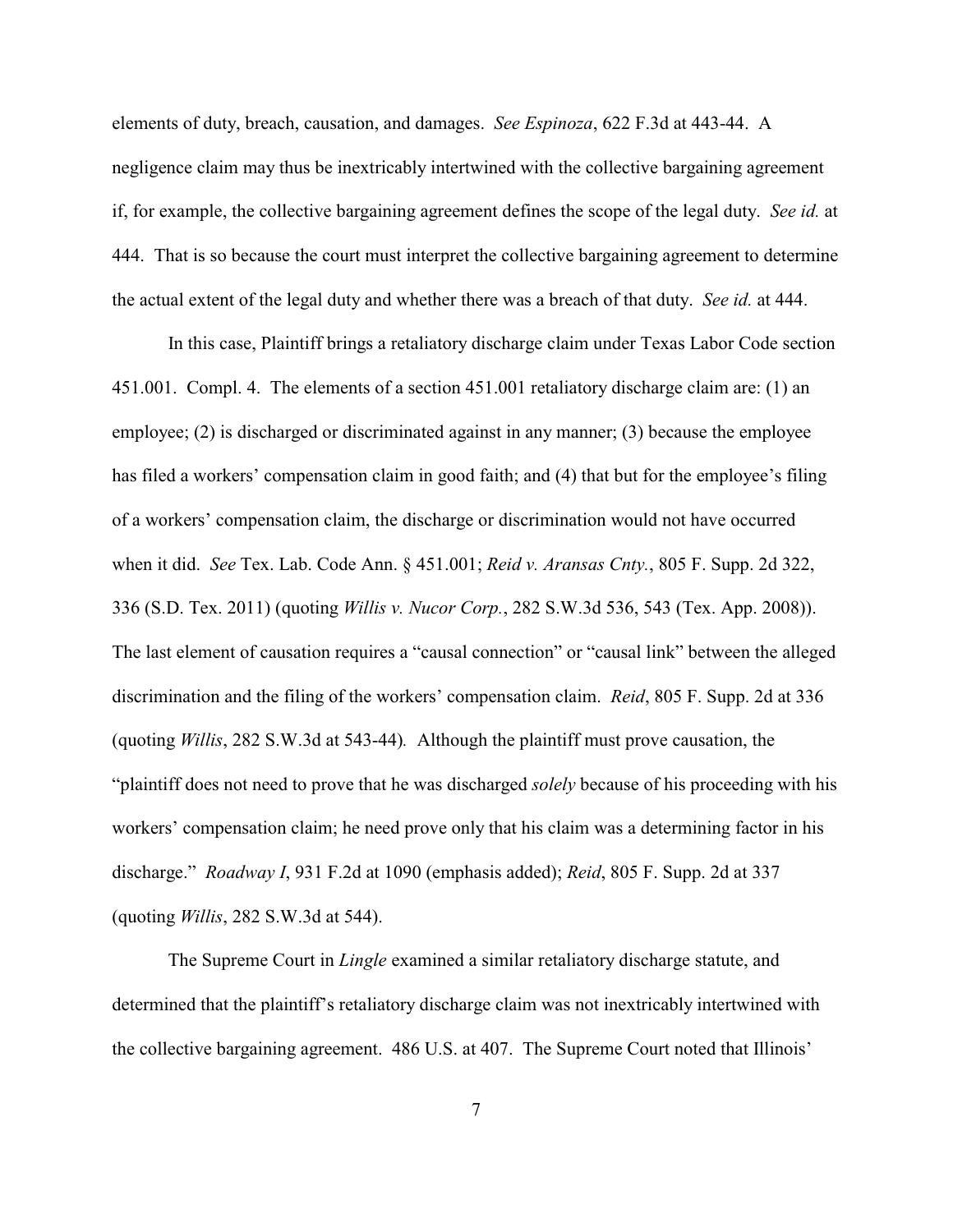elements of duty, breach, causation, and damages. *See Espinoza*, 622 F.3d at 443-44. A negligence claim may thus be inextricably intertwined with the collective bargaining agreement if, for example, the collective bargaining agreement defines the scope of the legal duty. *See id.* at 444. That is so because the court must interpret the collective bargaining agreement to determine the actual extent of the legal duty and whether there was a breach of that duty. *See id.* at 444.

In this case, Plaintiff brings a retaliatory discharge claim under Texas Labor Code section 451.001. Compl. 4. The elements of a section 451.001 retaliatory discharge claim are: (1) an employee; (2) is discharged or discriminated against in any manner; (3) because the employee has filed a workers' compensation claim in good faith; and (4) that but for the employee's filing of a workers' compensation claim, the discharge or discrimination would not have occurred when it did. *See* Tex. Lab. Code Ann. § 451.001; *Reid v. Aransas Cnty.*, 805 F. Supp. 2d 322, 336 (S.D. Tex. 2011) (quoting *Willis v. Nucor Corp.*, 282 S.W.3d 536, 543 (Tex. App. 2008)). The last element of causation requires a "causal connection" or "causal link" between the alleged discrimination and the filing of the workers' compensation claim. *Reid*, 805 F. Supp. 2d at 336 (quoting *Willis*, 282 S.W.3d at 543-44). Although the plaintiff must prove causation, the "plaintiff does not need to prove that he was discharged *solely* because of his proceeding with his workers' compensation claim; he need prove only that his claim was a determining factor in his discharge." *Roadway I*, 931 F.2d at 1090 (emphasis added); *Reid*, 805 F. Supp. 2d at 337 (quoting *Willis*, 282 S.W.3d at 544).

The Supreme Court in *Lingle* examined a similar retaliatory discharge statute, and determined that the plaintiff's retaliatory discharge claim was not inextricably intertwined with the collective bargaining agreement. 486 U.S. at 407. The Supreme Court noted that Illinois'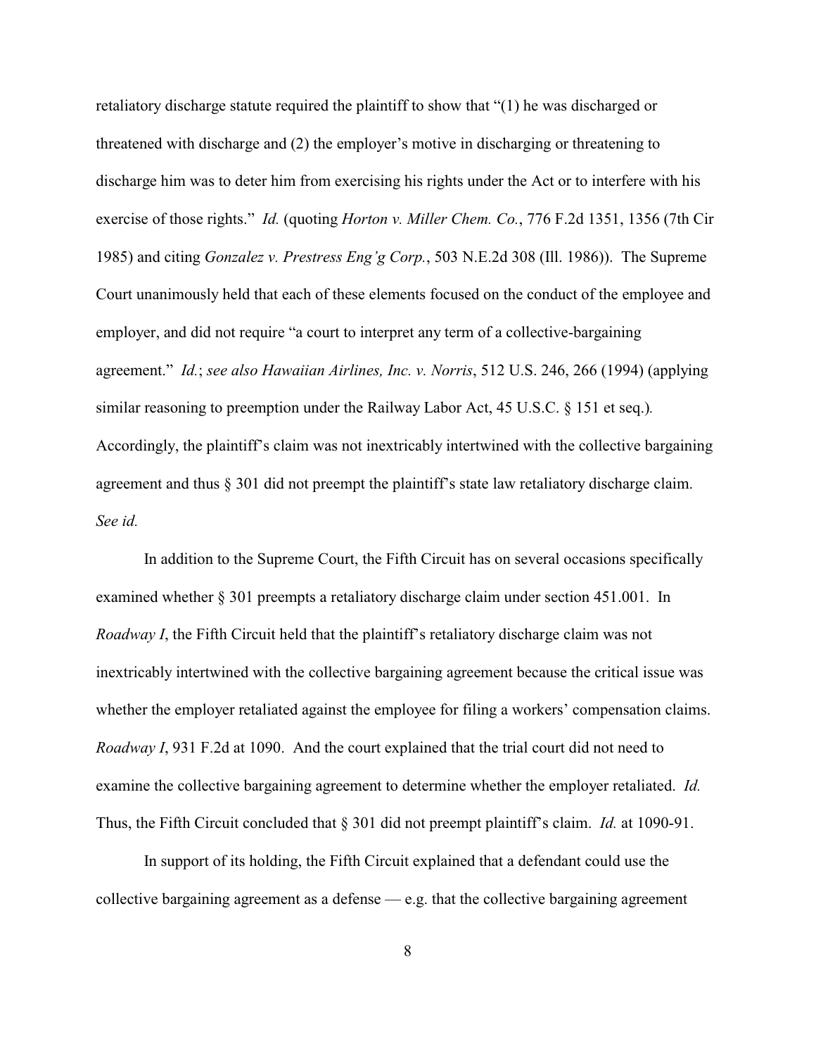retaliatory discharge statute required the plaintiff to show that "(1) he was discharged or threatened with discharge and (2) the employer's motive in discharging or threatening to discharge him was to deter him from exercising his rights under the Act or to interfere with his exercise of those rights." *Id.* (quoting *Horton v. Miller Chem. Co.*, 776 F.2d 1351, 1356 (7th Cir 1985) and citing *Gonzalez v. Prestress Eng'g Corp.*, 503 N.E.2d 308 (Ill. 1986)). The Supreme Court unanimously held that each of these elements focused on the conduct of the employee and employer, and did not require "a court to interpret any term of a collective-bargaining agreement." *Id.*; *see also Hawaiian Airlines, Inc. v. Norris*, 512 U.S. 246, 266 (1994) (applying similar reasoning to preemption under the Railway Labor Act, 45 U.S.C. § 151 et seq.). Accordingly, the plaintiff's claim was not inextricably intertwined with the collective bargaining agreement and thus § 301 did not preempt the plaintiff's state law retaliatory discharge claim. *See id.*

In addition to the Supreme Court, the Fifth Circuit has on several occasions specifically examined whether § 301 preempts a retaliatory discharge claim under section 451.001. In *Roadway I*, the Fifth Circuit held that the plaintiff's retaliatory discharge claim was not inextricably intertwined with the collective bargaining agreement because the critical issue was whether the employer retaliated against the employee for filing a workers' compensation claims. *Roadway I*, 931 F.2d at 1090. And the court explained that the trial court did not need to examine the collective bargaining agreement to determine whether the employer retaliated. *Id.* Thus, the Fifth Circuit concluded that § 301 did not preempt plaintiff's claim. *Id.* at 1090-91.

In support of its holding, the Fifth Circuit explained that a defendant could use the collective bargaining agreement as a defense — e.g. that the collective bargaining agreement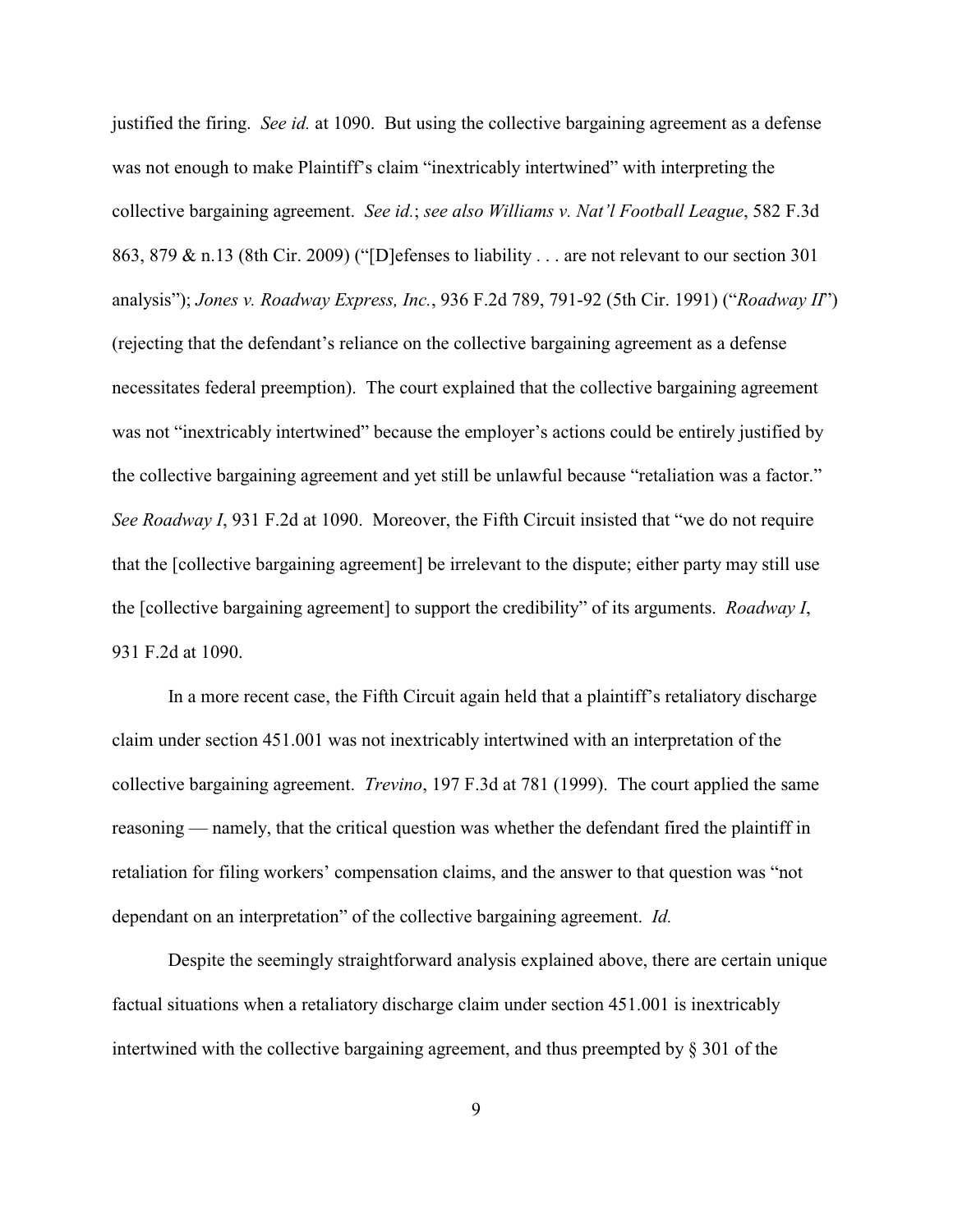justified the firing. *See id.* at 1090. But using the collective bargaining agreement as a defense was not enough to make Plaintiff's claim "inextricably intertwined" with interpreting the collective bargaining agreement. *See id.*; *see also Williams v. Nat'l Football League*, 582 F.3d 863, 879 & n.13 (8th Cir. 2009) ("[D]efenses to liability . . . are not relevant to our section 301 analysis"); *Jones v. Roadway Express, Inc.*, 936 F.2d 789, 791-92 (5th Cir. 1991) ("*Roadway II*") (rejecting that the defendant's reliance on the collective bargaining agreement as a defense necessitates federal preemption). The court explained that the collective bargaining agreement was not "inextricably intertwined" because the employer's actions could be entirely justified by the collective bargaining agreement and yet still be unlawful because "retaliation was a factor." *See Roadway I*, 931 F.2d at 1090. Moreover, the Fifth Circuit insisted that "we do not require that the [collective bargaining agreement] be irrelevant to the dispute; either party may still use the [collective bargaining agreement] to support the credibility" of its arguments. *Roadway I*, 931 F.2d at 1090.

In a more recent case, the Fifth Circuit again held that a plaintiff's retaliatory discharge claim under section 451.001 was not inextricably intertwined with an interpretation of the collective bargaining agreement. *Trevino*, 197 F.3d at 781 (1999). The court applied the same reasoning — namely, that the critical question was whether the defendant fired the plaintiff in retaliation for filing workers' compensation claims, and the answer to that question was "not dependant on an interpretation" of the collective bargaining agreement. *Id.*

Despite the seemingly straightforward analysis explained above, there are certain unique factual situations when a retaliatory discharge claim under section 451.001 is inextricably intertwined with the collective bargaining agreement, and thus preempted by § 301 of the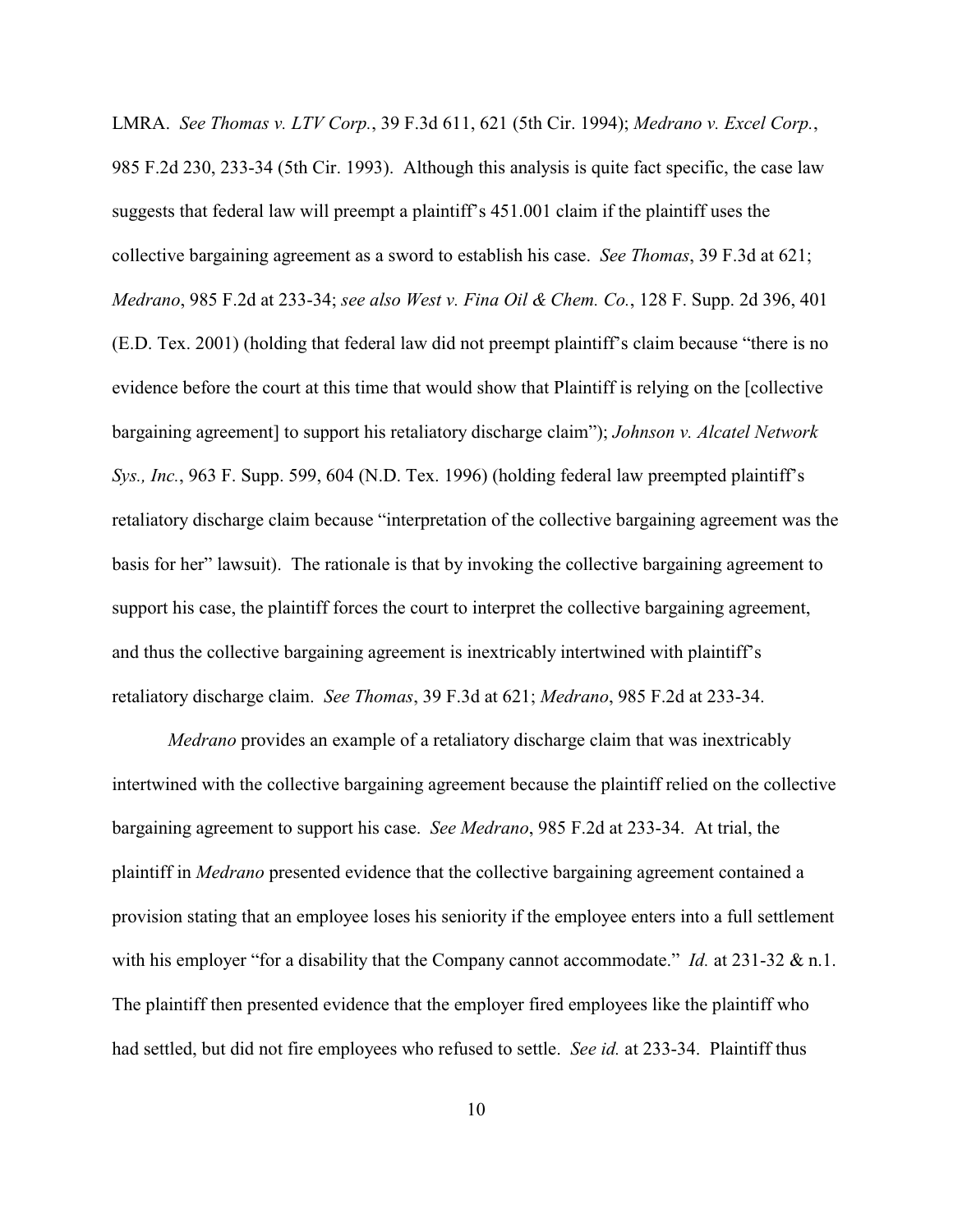LMRA. *See Thomas v. LTV Corp.*, 39 F.3d 611, 621 (5th Cir. 1994); *Medrano v. Excel Corp.*, 985 F.2d 230, 233-34 (5th Cir. 1993). Although this analysis is quite fact specific, the case law suggests that federal law will preempt a plaintiff's 451.001 claim if the plaintiff uses the collective bargaining agreement as a sword to establish his case. *See Thomas*, 39 F.3d at 621; *Medrano*, 985 F.2d at 233-34; *see also West v. Fina Oil & Chem. Co.*, 128 F. Supp. 2d 396, 401 (E.D. Tex. 2001) (holding that federal law did not preempt plaintiff's claim because "there is no evidence before the court at this time that would show that Plaintiff is relying on the [collective bargaining agreement] to support his retaliatory discharge claim"); *Johnson v. Alcatel Network Sys., Inc.*, 963 F. Supp. 599, 604 (N.D. Tex. 1996) (holding federal law preempted plaintiff's retaliatory discharge claim because "interpretation of the collective bargaining agreement was the basis for her" lawsuit). The rationale is that by invoking the collective bargaining agreement to support his case, the plaintiff forces the court to interpret the collective bargaining agreement, and thus the collective bargaining agreement is inextricably intertwined with plaintiff's retaliatory discharge claim. *See Thomas*, 39 F.3d at 621; *Medrano*, 985 F.2d at 233-34.

*Medrano* provides an example of a retaliatory discharge claim that was inextricably intertwined with the collective bargaining agreement because the plaintiff relied on the collective bargaining agreement to support his case. *See Medrano*, 985 F.2d at 233-34. At trial, the plaintiff in *Medrano* presented evidence that the collective bargaining agreement contained a provision stating that an employee loses his seniority if the employee enters into a full settlement with his employer "for a disability that the Company cannot accommodate." *Id.* at 231-32 & n.1. The plaintiff then presented evidence that the employer fired employees like the plaintiff who had settled, but did not fire employees who refused to settle. *See id.* at 233-34. Plaintiff thus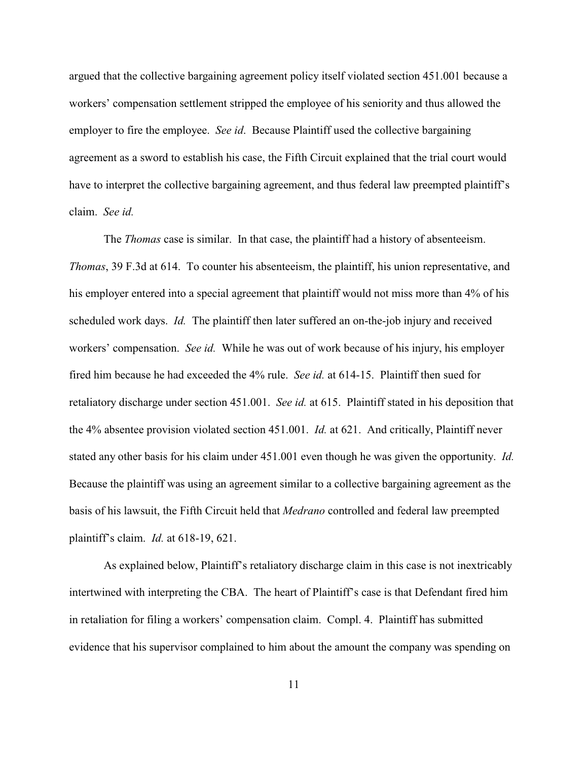argued that the collective bargaining agreement policy itself violated section 451.001 because a workers' compensation settlement stripped the employee of his seniority and thus allowed the employer to fire the employee. *See id*. Because Plaintiff used the collective bargaining agreement as a sword to establish his case, the Fifth Circuit explained that the trial court would have to interpret the collective bargaining agreement, and thus federal law preempted plaintiff's claim. *See id.*

The *Thomas* case is similar. In that case, the plaintiff had a history of absenteeism. *Thomas*, 39 F.3d at 614. To counter his absenteeism, the plaintiff, his union representative, and his employer entered into a special agreement that plaintiff would not miss more than 4% of his scheduled work days. *Id.* The plaintiff then later suffered an on-the-job injury and received workers' compensation. *See id.* While he was out of work because of his injury, his employer fired him because he had exceeded the 4% rule. *See id.* at 614-15. Plaintiff then sued for retaliatory discharge under section 451.001. *See id.* at 615. Plaintiff stated in his deposition that the 4% absentee provision violated section 451.001. *Id.* at 621. And critically, Plaintiff never stated any other basis for his claim under 451.001 even though he was given the opportunity. *Id.* Because the plaintiff was using an agreement similar to a collective bargaining agreement as the basis of his lawsuit, the Fifth Circuit held that *Medrano* controlled and federal law preempted plaintiff's claim. *Id.* at 618-19, 621.

As explained below, Plaintiff's retaliatory discharge claim in this case is not inextricably intertwined with interpreting the CBA. The heart of Plaintiff's case is that Defendant fired him in retaliation for filing a workers' compensation claim. Compl. 4. Plaintiff has submitted evidence that his supervisor complained to him about the amount the company was spending on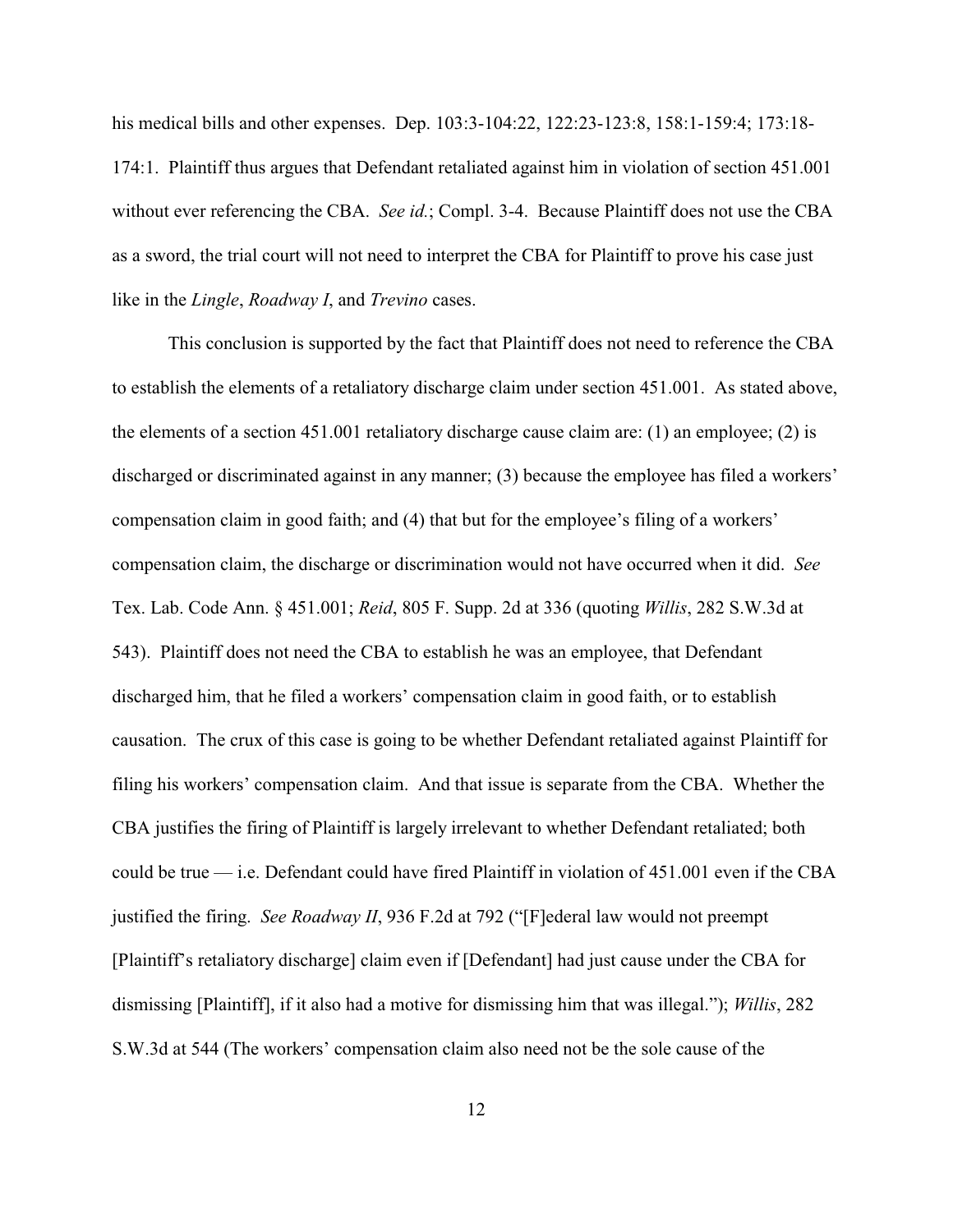his medical bills and other expenses. Dep. 103:3-104:22, 122:23-123:8, 158:1-159:4; 173:18-174:1. Plaintiff thus argues that Defendant retaliated against him in violation of section 451.001 without ever referencing the CBA. *See id.*; Compl. 3-4. Because Plaintiff does not use the CBA as a sword, the trial court will not need to interpret the CBA for Plaintiff to prove his case just like in the *Lingle*, *Roadway I*, and *Trevino* cases.

This conclusion is supported by the fact that Plaintiff does not need to reference the CBA to establish the elements of a retaliatory discharge claim under section 451.001. As stated above, the elements of a section 451.001 retaliatory discharge cause claim are: (1) an employee; (2) is discharged or discriminated against in any manner; (3) because the employee has filed a workers' compensation claim in good faith; and (4) that but for the employee's filing of a workers' compensation claim, the discharge or discrimination would not have occurred when it did. *See* Tex. Lab. Code Ann. § 451.001; *Reid*, 805 F. Supp. 2d at 336 (quoting *Willis*, 282 S.W.3d at 543). Plaintiff does not need the CBA to establish he was an employee, that Defendant discharged him, that he filed a workers' compensation claim in good faith, or to establish causation. The crux of this case is going to be whether Defendant retaliated against Plaintiff for filing his workers' compensation claim. And that issue is separate from the CBA. Whether the CBA justifies the firing of Plaintiff is largely irrelevant to whether Defendant retaliated; both could be true — i.e. Defendant could have fired Plaintiff in violation of 451.001 even if the CBA justified the firing. *See Roadway II*, 936 F.2d at 792 ("[F]ederal law would not preempt [Plaintiff's retaliatory discharge] claim even if [Defendant] had just cause under the CBA for dismissing [Plaintiff], if it also had a motive for dismissing him that was illegal."); *Willis*, 282 S.W.3d at 544 (The workers' compensation claim also need not be the sole cause of the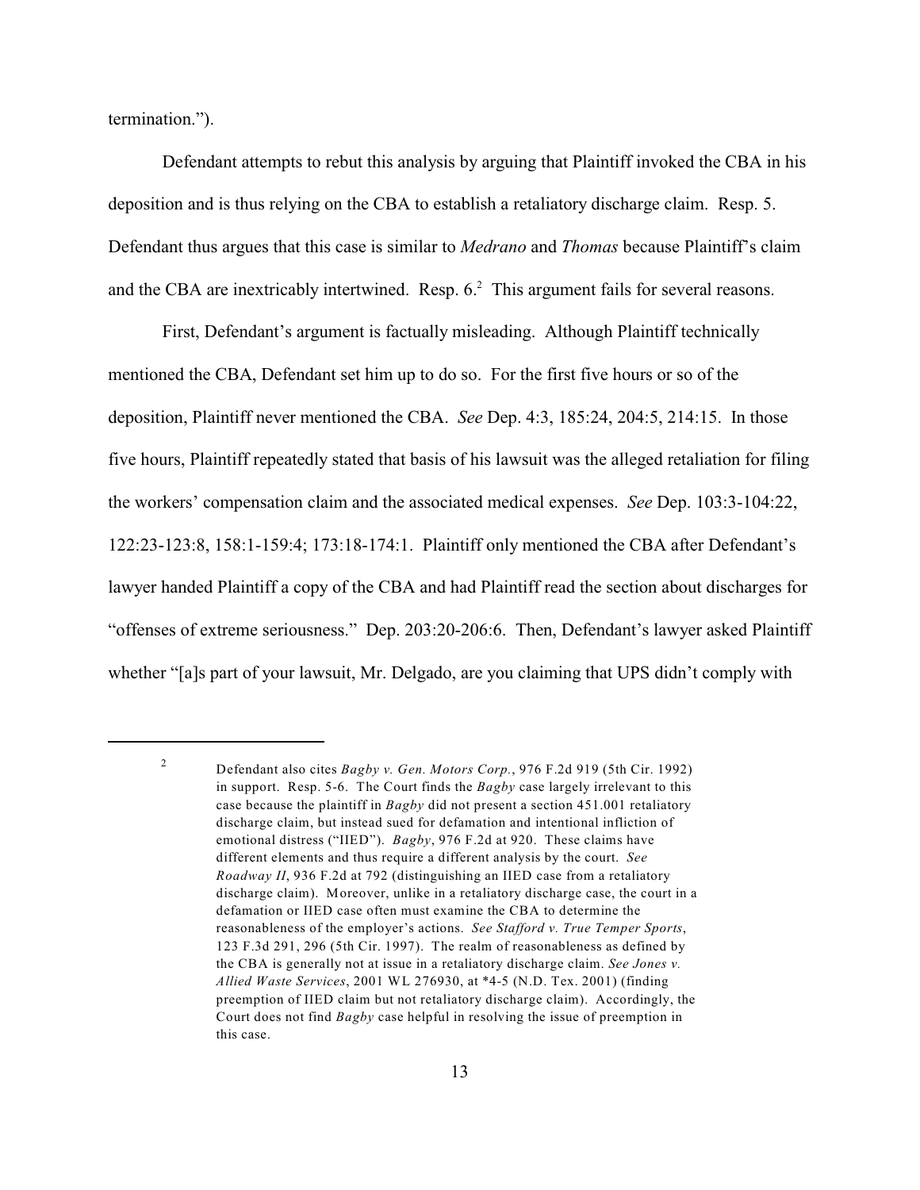termination.").

Defendant attempts to rebut this analysis by arguing that Plaintiff invoked the CBA in his deposition and is thus relying on the CBA to establish a retaliatory discharge claim. Resp. 5. Defendant thus argues that this case is similar to *Medrano* and *Thomas* because Plaintiff's claim and the CBA are inextricably intertwined. Resp. 6.[2] This argument fails for several reasons.

First, Defendant's argument is factually misleading. Although Plaintiff technically mentioned the CBA, Defendant set him up to do so. For the first five hours or so of the deposition, Plaintiff never mentioned the CBA. *See* Dep. 4:3, 185:24, 204:5, 214:15. In those five hours, Plaintiff repeatedly stated that basis of his lawsuit was the alleged retaliation for filing the workers' compensation claim and the associated medical expenses. *See* Dep. 103:3-104:22, 122:23-123:8, 158:1-159:4; 173:18-174:1. Plaintiff only mentioned the CBA after Defendant's lawyer handed Plaintiff a copy of the CBA and had Plaintiff read the section about discharges for "offenses of extreme seriousness." Dep. 203:20-206:6. Then, Defendant's lawyer asked Plaintiff whether "[a]s part of your lawsuit, Mr. Delgado, are you claiming that UPS didn't comply with

---

[2] Defendant also cites *Bagby v. Gen. Motors Corp.*, 976 F.2d 919 (5th Cir. 1992) in support. Resp. 5-6. The Court finds the *Bagby* case largely irrelevant to this case because the plaintiff in *Bagby* did not present a section 451.001 retaliatory discharge claim, but instead sued for defamation and intentional infliction of emotional distress ("IIED"). *Bagby*, 976 F.2d at 920. These claims have different elements and thus require a different analysis by the court. *See Roadway II*, 936 F.2d at 792 (distinguishing an IIED case from a retaliatory discharge claim). Moreover, unlike in a retaliatory discharge case, the court in a defamation or IIED case often must examine the CBA to determine the reasonableness of the employer's actions. *See Stafford v. True Temper Sports*, 123 F.3d 291, 296 (5th Cir. 1997). The realm of reasonableness as defined by the CBA is generally not at issue in a retaliatory discharge claim. *See Jones v. Allied Waste Services*, 2001 WL 276930, at \*4-5 (N.D. Tex. 2001) (finding preemption of IIED claim but not retaliatory discharge claim). Accordingly, the Court does not find *Bagby* case helpful in resolving the issue of preemption in this case.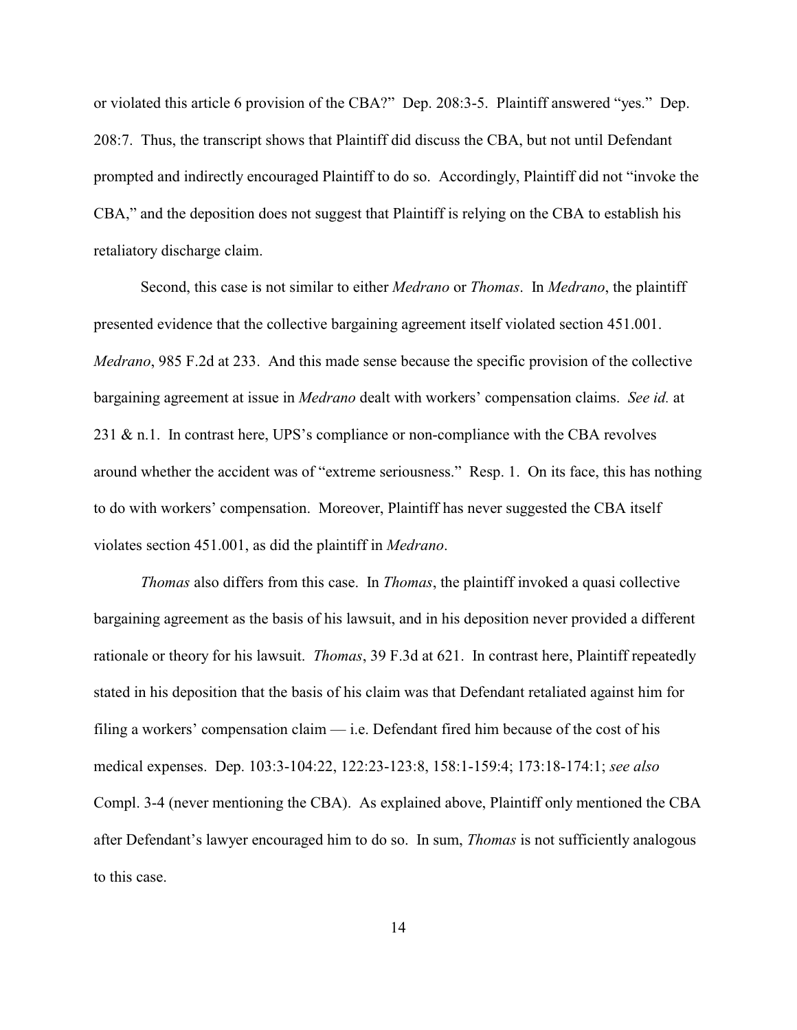or violated this article 6 provision of the CBA?" Dep. 208:3-5. Plaintiff answered "yes." Dep. 208:7. Thus, the transcript shows that Plaintiff did discuss the CBA, but not until Defendant prompted and indirectly encouraged Plaintiff to do so. Accordingly, Plaintiff did not "invoke the CBA," and the deposition does not suggest that Plaintiff is relying on the CBA to establish his retaliatory discharge claim.

Second, this case is not similar to either *Medrano* or *Thomas*. In *Medrano*, the plaintiff presented evidence that the collective bargaining agreement itself violated section 451.001. *Medrano*, 985 F.2d at 233. And this made sense because the specific provision of the collective bargaining agreement at issue in *Medrano* dealt with workers' compensation claims. *See id.* at 231 & n.1. In contrast here, UPS's compliance or non-compliance with the CBA revolves around whether the accident was of "extreme seriousness." Resp. 1. On its face, this has nothing to do with workers' compensation. Moreover, Plaintiff has never suggested the CBA itself violates section 451.001, as did the plaintiff in *Medrano*.

*Thomas* also differs from this case. In *Thomas*, the plaintiff invoked a quasi collective bargaining agreement as the basis of his lawsuit, and in his deposition never provided a different rationale or theory for his lawsuit. *Thomas*, 39 F.3d at 621. In contrast here, Plaintiff repeatedly stated in his deposition that the basis of his claim was that Defendant retaliated against him for filing a workers' compensation claim — i.e. Defendant fired him because of the cost of his medical expenses. Dep. 103:3-104:22, 122:23-123:8, 158:1-159:4; 173:18-174:1; *see also* Compl. 3-4 (never mentioning the CBA). As explained above, Plaintiff only mentioned the CBA after Defendant's lawyer encouraged him to do so. In sum, *Thomas* is not sufficiently analogous to this case.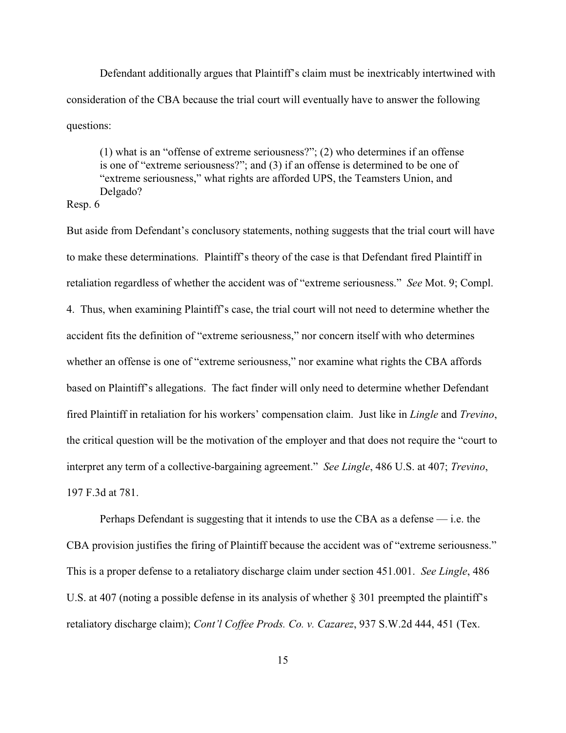Defendant additionally argues that Plaintiff's claim must be inextricably intertwined with consideration of the CBA because the trial court will eventually have to answer the following questions:

> (1) what is an "offense of extreme seriousness?"; (2) who determines if an offense is one of "extreme seriousness?"; and (3) if an offense is determined to be one of "extreme seriousness," what rights are afforded UPS, the Teamsters Union, and Delgado?

Resp. 6

But aside from Defendant's conclusory statements, nothing suggests that the trial court will have to make these determinations. Plaintiff's theory of the case is that Defendant fired Plaintiff in retaliation regardless of whether the accident was of "extreme seriousness." *See* Mot. 9; Compl. 4. Thus, when examining Plaintiff's case, the trial court will not need to determine whether the accident fits the definition of "extreme seriousness," nor concern itself with who determines whether an offense is one of "extreme seriousness," nor examine what rights the CBA affords based on Plaintiff's allegations. The fact finder will only need to determine whether Defendant fired Plaintiff in retaliation for his workers' compensation claim. Just like in *Lingle* and *Trevino*, the critical question will be the motivation of the employer and that does not require the "court to interpret any term of a collective-bargaining agreement." *See Lingle*, 486 U.S. at 407; *Trevino*, 197 F.3d at 781.

Perhaps Defendant is suggesting that it intends to use the CBA as a defense — i.e. the CBA provision justifies the firing of Plaintiff because the accident was of "extreme seriousness." This is a proper defense to a retaliatory discharge claim under section 451.001. *See Lingle*, 486 U.S. at 407 (noting a possible defense in its analysis of whether § 301 preempted the plaintiff's retaliatory discharge claim); *Cont'l Coffee Prods. Co. v. Cazarez*, 937 S.W.2d 444, 451 (Tex.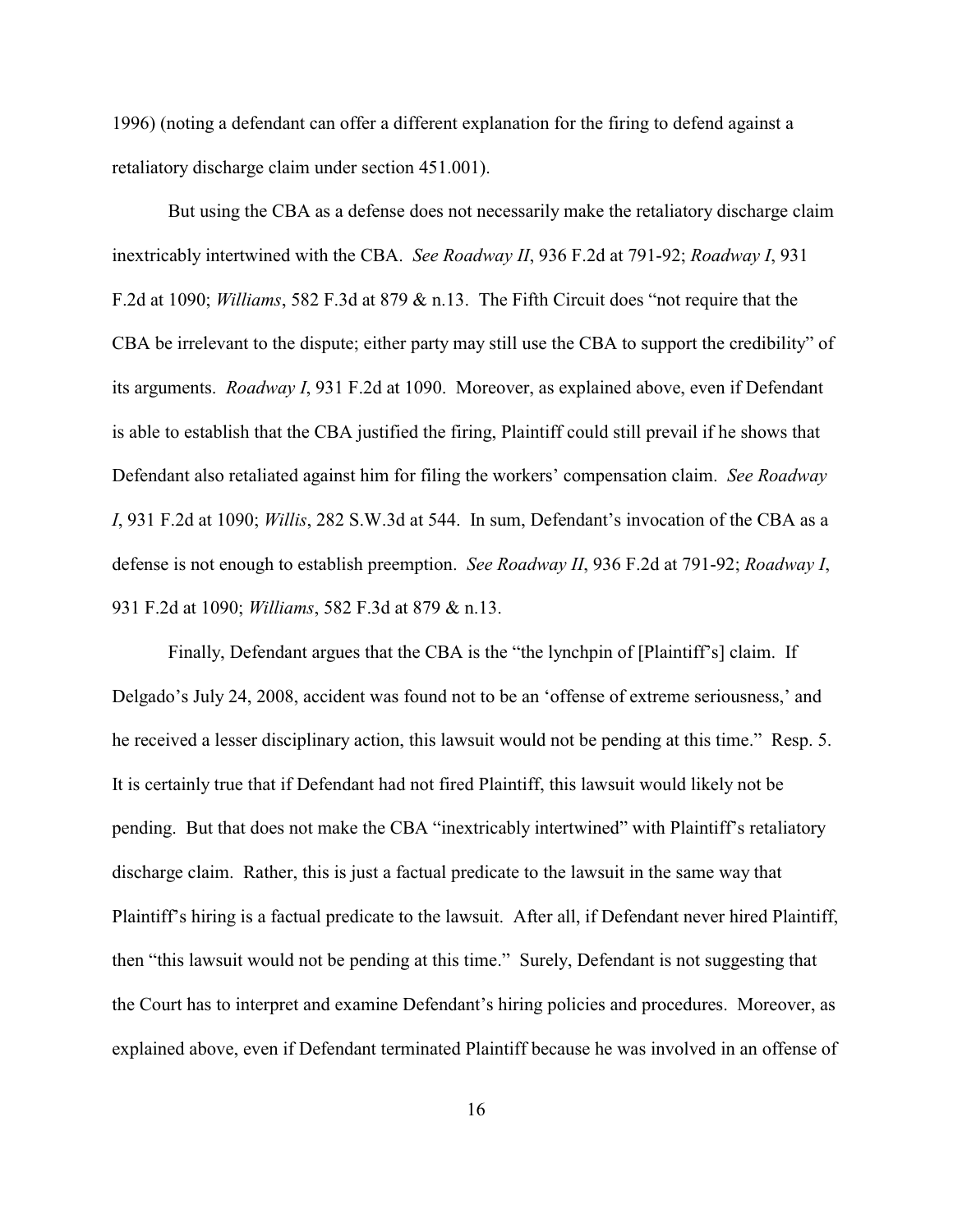1996) (noting a defendant can offer a different explanation for the firing to defend against a retaliatory discharge claim under section 451.001).

But using the CBA as a defense does not necessarily make the retaliatory discharge claim inextricably intertwined with the CBA. *See Roadway II*, 936 F.2d at 791-92; *Roadway I*, 931 F.2d at 1090; *Williams*, 582 F.3d at 879 & n.13. The Fifth Circuit does "not require that the CBA be irrelevant to the dispute; either party may still use the CBA to support the credibility" of its arguments. *Roadway I*, 931 F.2d at 1090. Moreover, as explained above, even if Defendant is able to establish that the CBA justified the firing, Plaintiff could still prevail if he shows that Defendant also retaliated against him for filing the workers' compensation claim. *See Roadway I*, 931 F.2d at 1090; *Willis*, 282 S.W.3d at 544. In sum, Defendant's invocation of the CBA as a defense is not enough to establish preemption. *See Roadway II*, 936 F.2d at 791-92; *Roadway I*, 931 F.2d at 1090; *Williams*, 582 F.3d at 879 & n.13.

Finally, Defendant argues that the CBA is the "the lynchpin of [Plaintiff's] claim. If Delgado's July 24, 2008, accident was found not to be an 'offense of extreme seriousness,' and he received a lesser disciplinary action, this lawsuit would not be pending at this time." Resp. 5. It is certainly true that if Defendant had not fired Plaintiff, this lawsuit would likely not be pending. But that does not make the CBA "inextricably intertwined" with Plaintiff's retaliatory discharge claim. Rather, this is just a factual predicate to the lawsuit in the same way that Plaintiff's hiring is a factual predicate to the lawsuit. After all, if Defendant never hired Plaintiff, then "this lawsuit would not be pending at this time." Surely, Defendant is not suggesting that the Court has to interpret and examine Defendant's hiring policies and procedures. Moreover, as explained above, even if Defendant terminated Plaintiff because he was involved in an offense of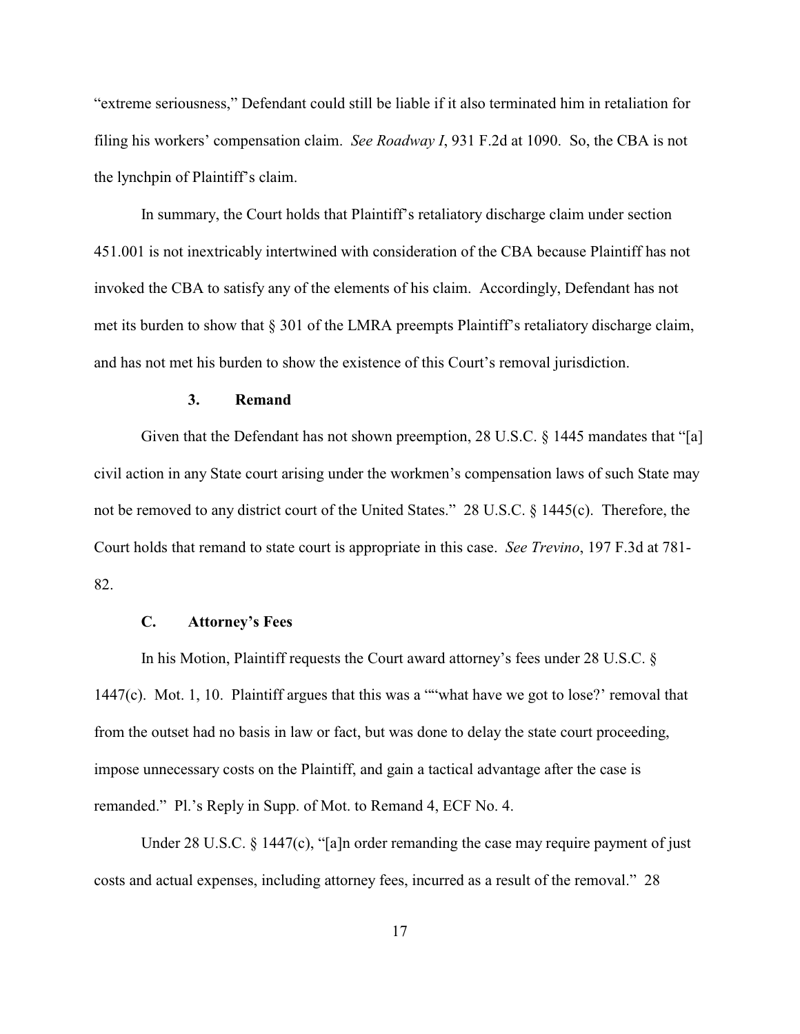"extreme seriousness," Defendant could still be liable if it also terminated him in retaliation for filing his workers' compensation claim. *See Roadway I*, 931 F.2d at 1090. So, the CBA is not the lynchpin of Plaintiff's claim.

In summary, the Court holds that Plaintiff's retaliatory discharge claim under section 451.001 is not inextricably intertwined with consideration of the CBA because Plaintiff has not invoked the CBA to satisfy any of the elements of his claim. Accordingly, Defendant has not met its burden to show that § 301 of the LMRA preempts Plaintiff's retaliatory discharge claim, and has not met his burden to show the existence of this Court's removal jurisdiction.

### 3. Remand

Given that the Defendant has not shown preemption, 28 U.S.C. § 1445 mandates that "[a] civil action in any State court arising under the workmen's compensation laws of such State may not be removed to any district court of the United States." 28 U.S.C. § 1445(c). Therefore, the Court holds that remand to state court is appropriate in this case. *See Trevino*, 197 F.3d at 781-82.

## C. Attorney's Fees

In his Motion, Plaintiff requests the Court award attorney's fees under 28 U.S.C. § 1447(c). Mot. 1, 10. Plaintiff argues that this was a ""what have we got to lose?' removal that from the outset had no basis in law or fact, but was done to delay the state court proceeding, impose unnecessary costs on the Plaintiff, and gain a tactical advantage after the case is remanded." Pl.'s Reply in Supp. of Mot. to Remand 4, ECF No. 4.

Under 28 U.S.C. § 1447(c), "[a]n order remanding the case may require payment of just costs and actual expenses, including attorney fees, incurred as a result of the removal." 28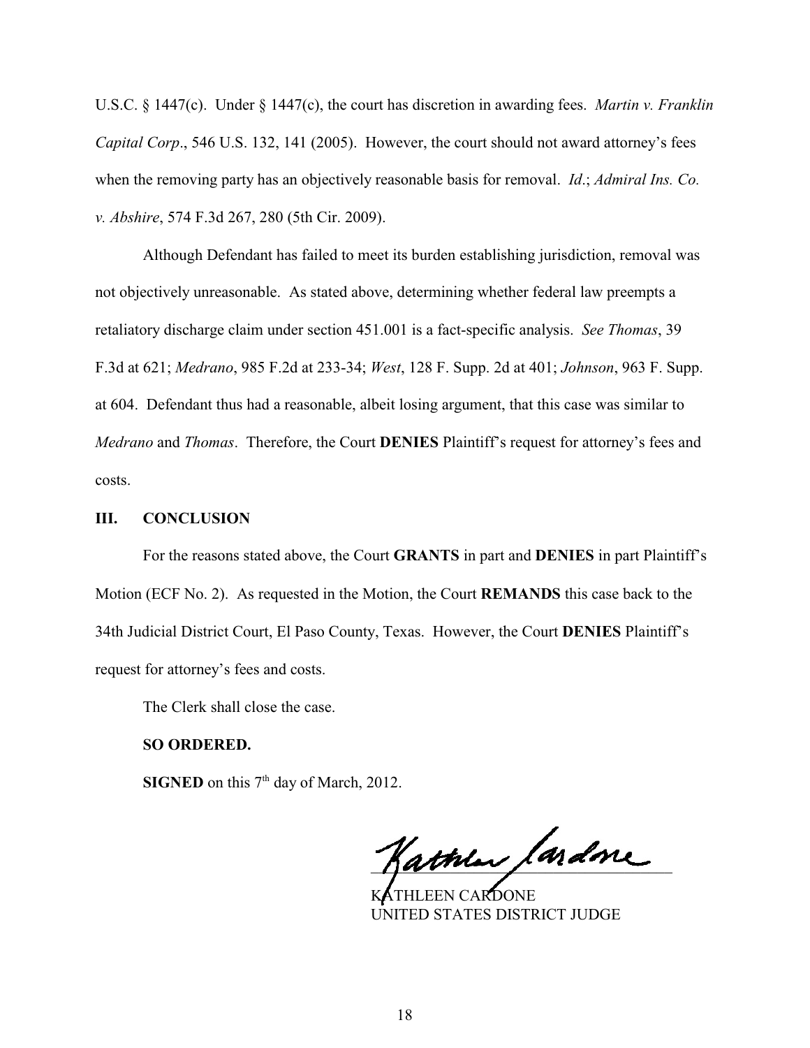U.S.C. § 1447(c). Under § 1447(c), the court has discretion in awarding fees. *Martin v. Franklin Capital Corp*., 546 U.S. 132, 141 (2005). However, the court should not award attorney's fees when the removing party has an objectively reasonable basis for removal. *Id*.; *Admiral Ins. Co. v. Abshire*, 574 F.3d 267, 280 (5th Cir. 2009).

Although Defendant has failed to meet its burden establishing jurisdiction, removal was not objectively unreasonable. As stated above, determining whether federal law preempts a retaliatory discharge claim under section 451.001 is a fact-specific analysis. *See Thomas*, 39 F.3d at 621; *Medrano*, 985 F.2d at 233-34; *West*, 128 F. Supp. 2d at 401; *Johnson*, 963 F. Supp. at 604. Defendant thus had a reasonable, albeit losing argument, that this case was similar to *Medrano* and *Thomas*. Therefore, the Court **DENIES** Plaintiff's request for attorney's fees and costs.

## III. CONCLUSION

For the reasons stated above, the Court **GRANTS** in part and **DENIES** in part Plaintiff's Motion (ECF No. 2). As requested in the Motion, the Court **REMANDS** this case back to the 34th Judicial District Court, El Paso County, Texas. However, the Court **DENIES** Plaintiff's request for attorney's fees and costs.

The Clerk shall close the case.

**SO ORDERED.**

**SIGNED** on this 7th day of March, 2012.

KATHLEEN CARDONE
UNITED STATES DISTRICT JUDGE